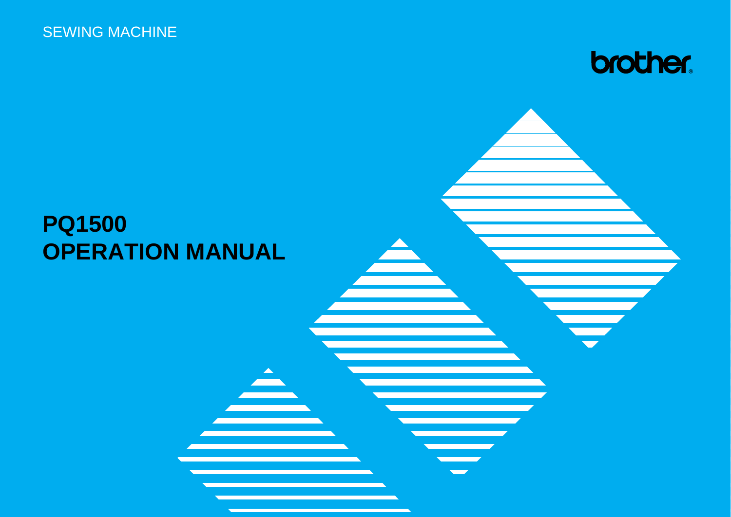SEWING MACHINE

brother

# PQ1500
# OPERATION MANUAL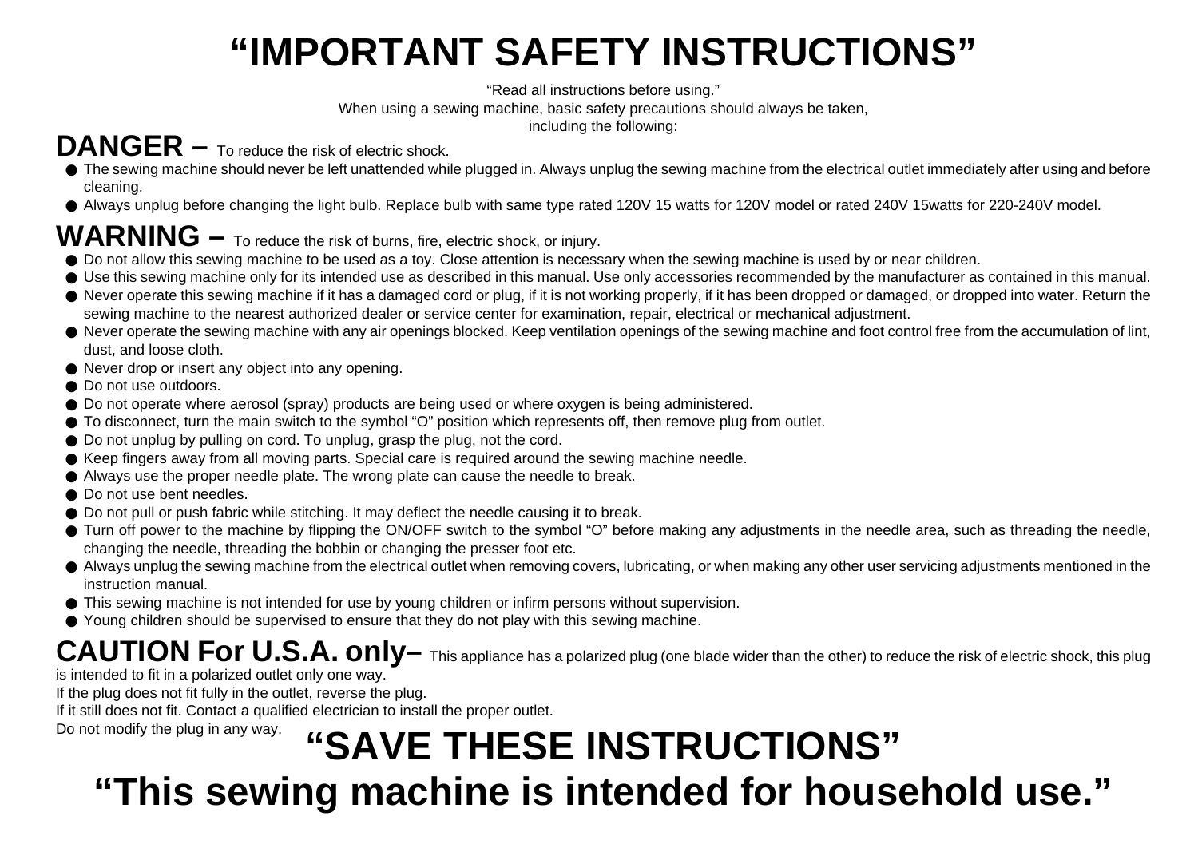# “IMPORTANT SAFETY INSTRUCTIONS”

“Read all instructions before using.”
When using a sewing machine, basic safety precautions should always be taken, including the following:

## DANGER – To reduce the risk of electric shock.

- The sewing machine should never be left unattended while plugged in. Always unplug the sewing machine from the electrical outlet immediately after using and before cleaning.
- Always unplug before changing the light bulb. Replace bulb with same type rated 120V 15 watts for 120V model or rated 240V 15watts for 220-240V model.

## WARNING – To reduce the risk of burns, fire, electric shock, or injury.

- Do not allow this sewing machine to be used as a toy. Close attention is necessary when the sewing machine is used by or near children.
- Use this sewing machine only for its intended use as described in this manual. Use only accessories recommended by the manufacturer as contained in this manual.
- Never operate this sewing machine if it has a damaged cord or plug, if it is not working properly, if it has been dropped or damaged, or dropped into water. Return the sewing machine to the nearest authorized dealer or service center for examination, repair, electrical or mechanical adjustment.
- Never operate the sewing machine with any air openings blocked. Keep ventilation openings of the sewing machine and foot control free from the accumulation of lint, dust, and loose cloth.
- Never drop or insert any object into any opening.
- Do not use outdoors.
- Do not operate where aerosol (spray) products are being used or where oxygen is being administered.
- To disconnect, turn the main switch to the symbol “O” position which represents off, then remove plug from outlet.
- Do not unplug by pulling on cord. To unplug, grasp the plug, not the cord.
- Keep fingers away from all moving parts. Special care is required around the sewing machine needle.
- Always use the proper needle plate. The wrong plate can cause the needle to break.
- Do not use bent needles.
- Do not pull or push fabric while stitching. It may deflect the needle causing it to break.
- Turn off power to the machine by flipping the ON/OFF switch to the symbol “O” before making any adjustments in the needle area, such as threading the needle, changing the needle, threading the bobbin or changing the presser foot etc.
- Always unplug the sewing machine from the electrical outlet when removing covers, lubricating, or when making any other user servicing adjustments mentioned in the instruction manual.
- This sewing machine is not intended for use by young children or infirm persons without supervision.
- Young children should be supervised to ensure that they do not play with this sewing machine.

## CAUTION For U.S.A. only– This appliance has a polarized plug (one blade wider than the other) to reduce the risk of electric shock, this plug is intended to fit in a polarized outlet only one way.

If the plug does not fit fully in the outlet, reverse the plug.
If it still does not fit. Contact a qualified electrician to install the proper outlet.
Do not modify the plug in any way.

# “SAVE THESE INSTRUCTIONS”

# “This sewing machine is intended for household use.”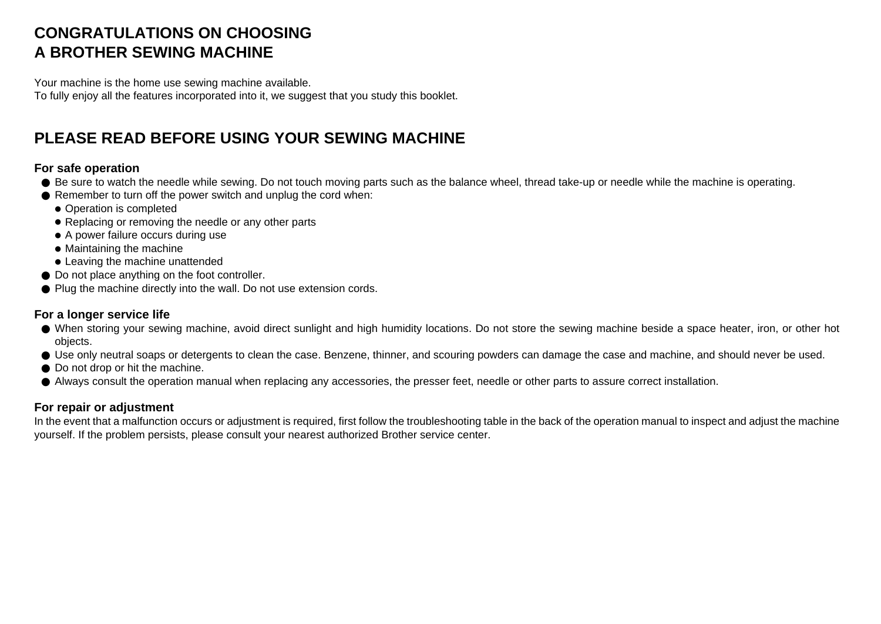# CONGRATULATIONS ON CHOOSING A BROTHER SEWING MACHINE

Your machine is the home use sewing machine available.
To fully enjoy all the features incorporated into it, we suggest that you study this booklet.

# PLEASE READ BEFORE USING YOUR SEWING MACHINE

### For safe operation

- Be sure to watch the needle while sewing. Do not touch moving parts such as the balance wheel, thread take-up or needle while the machine is operating.
- Remember to turn off the power switch and unplug the cord when:
  - Operation is completed
  - Replacing or removing the needle or any other parts
  - A power failure occurs during use
  - Maintaining the machine
  - Leaving the machine unattended
- Do not place anything on the foot controller.
- Plug the machine directly into the wall. Do not use extension cords.

### For a longer service life

- When storing your sewing machine, avoid direct sunlight and high humidity locations. Do not store the sewing machine beside a space heater, iron, or other hot objects.
- Use only neutral soaps or detergents to clean the case. Benzene, thinner, and scouring powders can damage the case and machine, and should never be used.
- Do not drop or hit the machine.
- Always consult the operation manual when replacing any accessories, the presser feet, needle or other parts to assure correct installation.

### For repair or adjustment

In the event that a malfunction occurs or adjustment is required, first follow the troubleshooting table in the back of the operation manual to inspect and adjust the machine yourself. If the problem persists, please consult your nearest authorized Brother service center.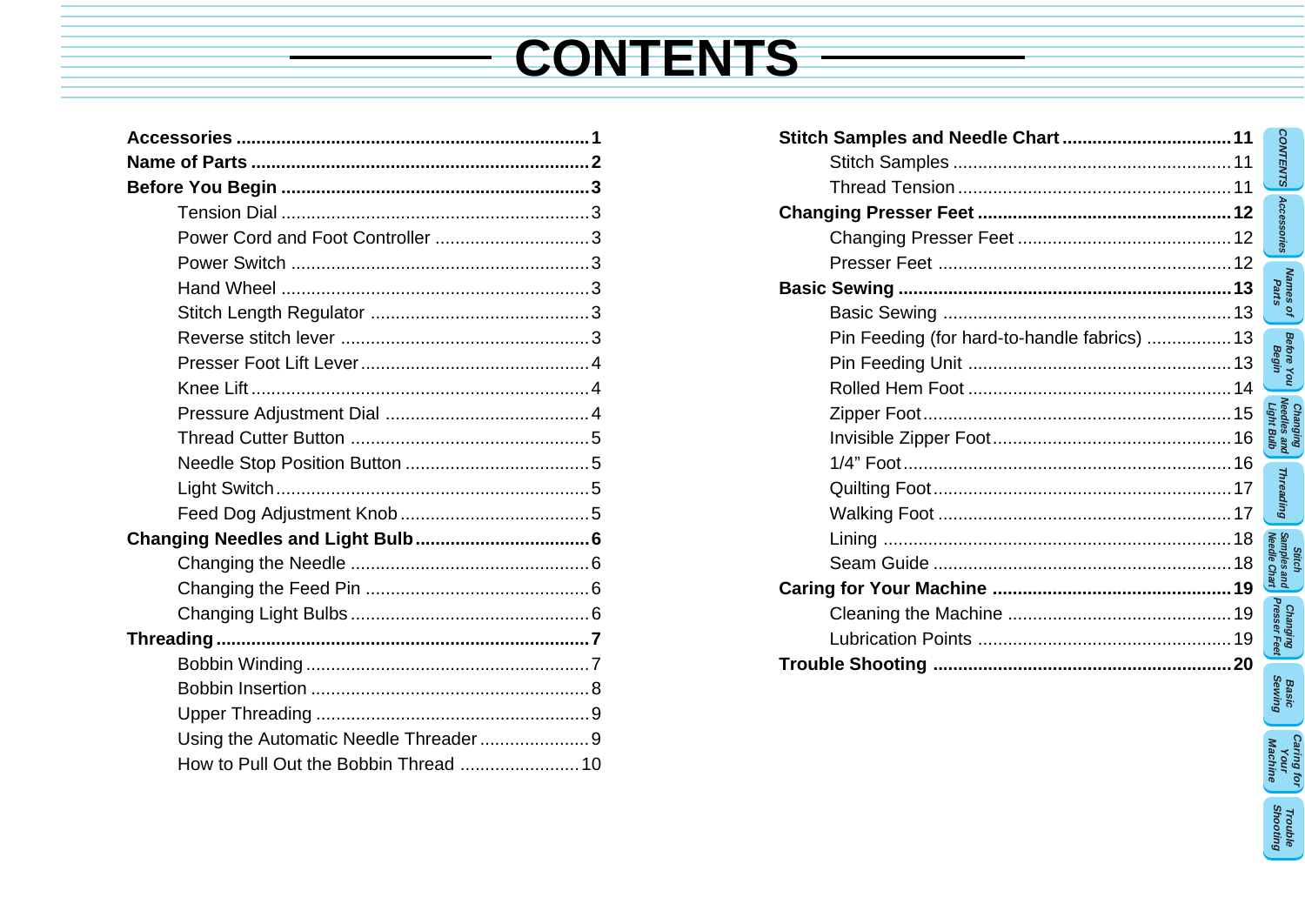# CONTENTS

**Accessories** ........................................ **1**

**Name of Parts** ........................................ **2**

**Before You Begin** ........................................ **3**

- Tension Dial ........................................ 3
- Power Cord and Foot Controller ........................................ 3
- Power Switch ........................................ 3
- Hand Wheel ........................................ 3
- Stitch Length Regulator ........................................ 3
- Reverse stitch lever ........................................ 3
- Presser Foot Lift Lever ........................................ 4
- Knee Lift ........................................ 4
- Pressure Adjustment Dial ........................................ 4
- Thread Cutter Button ........................................ 5
- Needle Stop Position Button ........................................ 5
- Light Switch ........................................ 5
- Feed Dog Adjustment Knob ........................................ 5

**Changing Needles and Light Bulb** ........................................ **6**

- Changing the Needle ........................................ 6
- Changing the Feed Pin ........................................ 6
- Changing Light Bulbs ........................................ 6

**Threading** ........................................ **7**

- Bobbin Winding ........................................ 7
- Bobbin Insertion ........................................ 8
- Upper Threading ........................................ 9
- Using the Automatic Needle Threader ........................................ 9
- How to Pull Out the Bobbin Thread ........................................ 10

**Stitch Samples and Needle Chart** ........................................ **11**

- Stitch Samples ........................................ 11
- Thread Tension ........................................ 11

**Changing Presser Feet** ........................................ **12**

- Changing Presser Feet ........................................ 12
- Presser Feet ........................................ 12

**Basic Sewing** ........................................ **13**

- Basic Sewing ........................................ 13
- Pin Feeding (for hard-to-handle fabrics) ........................................ 13
- Pin Feeding Unit ........................................ 13
- Rolled Hem Foot ........................................ 14
- Zipper Foot ........................................ 15
- Invisible Zipper Foot ........................................ 16
- 1/4" Foot ........................................ 16
- Quilting Foot ........................................ 17
- Walking Foot ........................................ 17
- Lining ........................................ 18
- Seam Guide ........................................ 18

**Caring for Your Machine** ........................................ **19**

- Cleaning the Machine ........................................ 19
- Lubrication Points ........................................ 19

**Trouble Shooting** ........................................ **20**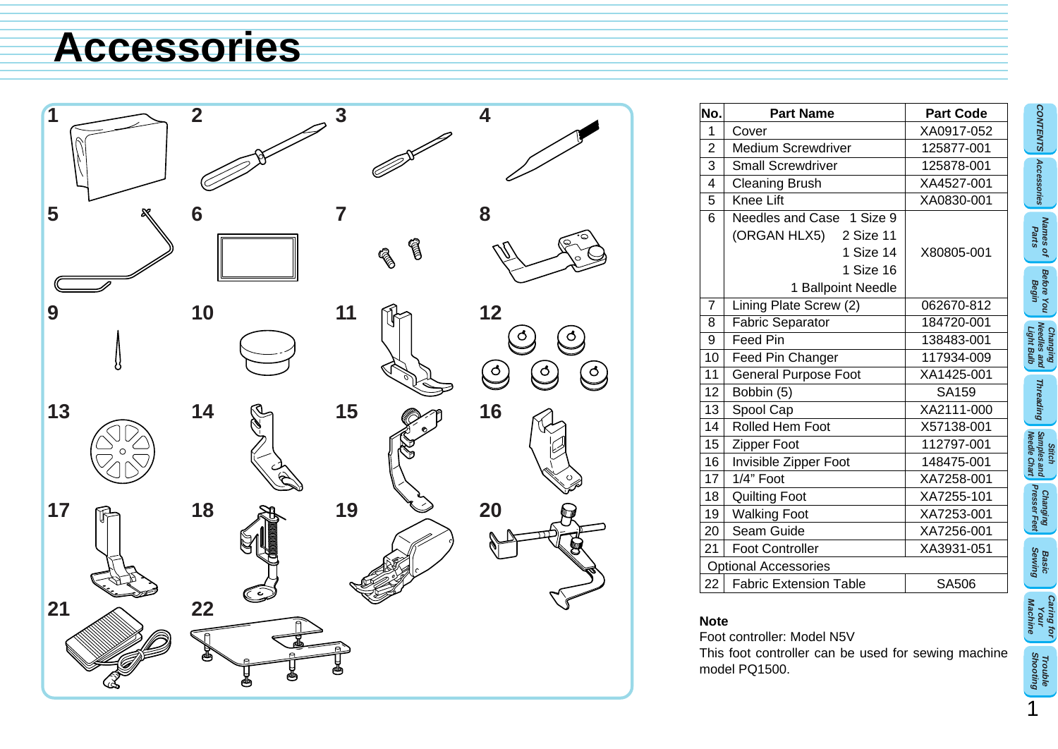# Accessories

| No. | Part Name | Part Code |
|---|---|---|
| 1 | Cover | XA0917-052 |
| 2 | Medium Screwdriver | 125877-001 |
| 3 | Small Screwdriver | 125878-001 |
| 4 | Cleaning Brush | XA4527-001 |
| 5 | Knee Lift | XA0830-001 |
| 6 | Needles and Case (ORGAN HLX5) 1 Size 9, 2 Size 11, 1 Size 14, 1 Size 16, 1 Ballpoint Needle | X80805-001 |
| 7 | Lining Plate Screw (2) | 062670-812 |
| 8 | Fabric Separator | 184720-001 |
| 9 | Feed Pin | 138483-001 |
| 10 | Feed Pin Changer | 117934-009 |
| 11 | General Purpose Foot | XA1425-001 |
| 12 | Bobbin (5) | SA159 |
| 13 | Spool Cap | XA2111-000 |
| 14 | Rolled Hem Foot | X57138-001 |
| 15 | Zipper Foot | 112797-001 |
| 16 | Invisible Zipper Foot | 148475-001 |
| 17 | 1/4" Foot | XA7258-001 |
| 18 | Quilting Foot | XA7255-101 |
| 19 | Walking Foot | XA7253-001 |
| 20 | Seam Guide | XA7256-001 |
| 21 | Foot Controller | XA3931-051 |
| Optional Accessories | | |
| 22 | Fabric Extension Table | SA506 |

**Note**

Foot controller: Model N5V

This foot controller can be used for sewing machine model PQ1500.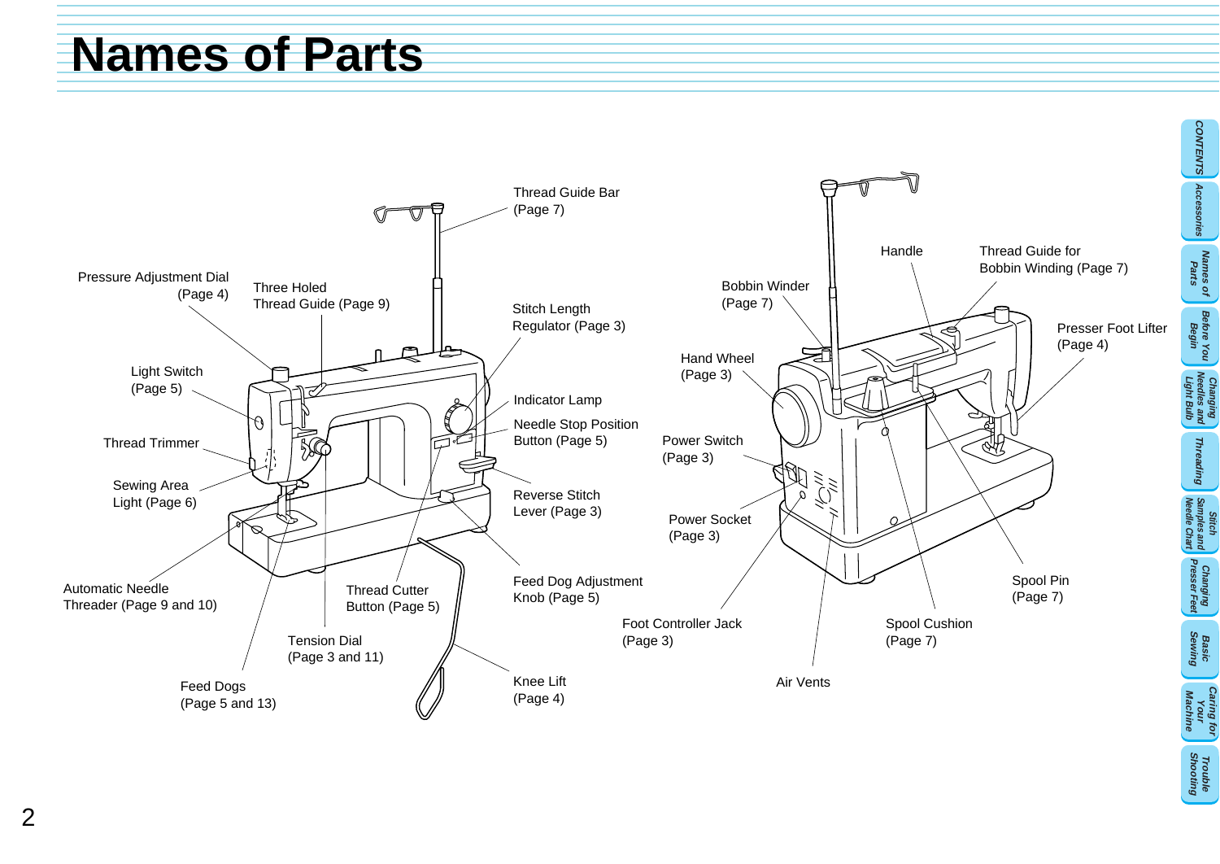# Names of Parts

Thread Guide Bar (Page 7)

Pressure Adjustment Dial (Page 4)

Three Holed Thread Guide (Page 9)

Stitch Length Regulator (Page 3)

Light Switch (Page 5)

Indicator Lamp

Needle Stop Position Button (Page 5)

Thread Trimmer

Sewing Area Light (Page 6)

Reverse Stitch Lever (Page 3)

Feed Dog Adjustment Knob (Page 5)

Automatic Needle Threader (Page 9 and 10)

Thread Cutter Button (Page 5)

Tension Dial (Page 3 and 11)

Feed Dogs (Page 5 and 13)

Knee Lift (Page 4)

Handle

Thread Guide for Bobbin Winding (Page 7)

Bobbin Winder (Page 7)

Presser Foot Lifter (Page 4)

Hand Wheel (Page 3)

Power Switch (Page 3)

Power Socket (Page 3)

Spool Pin (Page 7)

Foot Controller Jack (Page 3)

Spool Cushion (Page 7)

Air Vents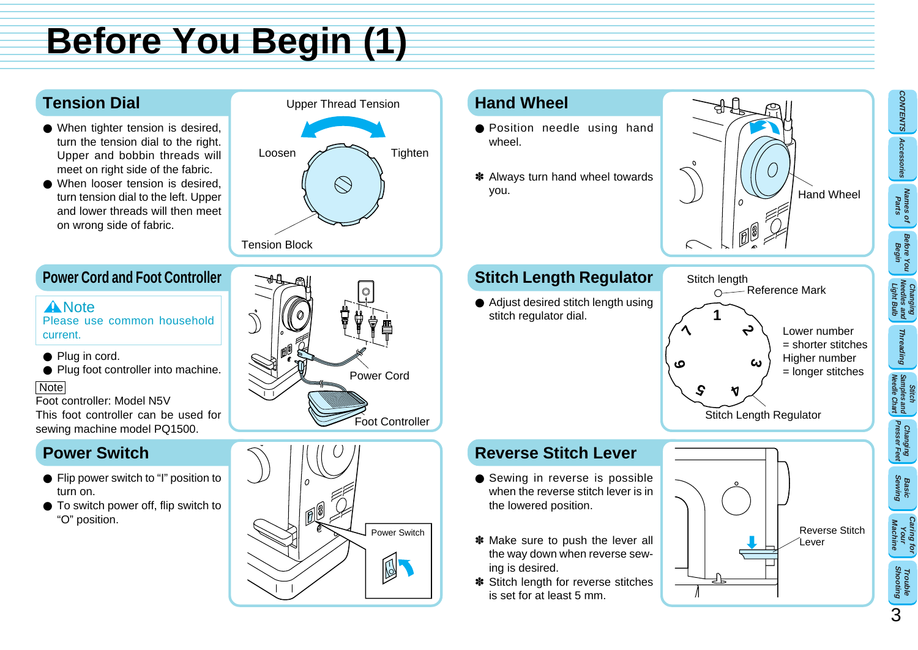# Before You Begin (1)

## Tension Dial

- When tighter tension is desired, turn the tension dial to the right. Upper and bobbin threads will meet on right side of the fabric.
- When looser tension is desired, turn tension dial to the left. Upper and lower threads will then meet on wrong side of fabric.

Upper Thread Tension

Loosen

Tighten

Tension Block

## Hand Wheel

- Position needle using hand wheel.

✽ Always turn hand wheel towards you.

Hand Wheel

## Power Cord and Foot Controller

**⚠Note**
Please use common household current.

- Plug in cord.
- Plug foot controller into machine.

Note
Foot controller: Model N5V
This foot controller can be used for sewing machine model PQ1500.

Power Cord

Foot Controller

## Stitch Length Regulator

- Adjust desired stitch length using stitch regulator dial.

Stitch length

Reference Mark

Lower number = shorter stitches
Higher number = longer stitches

Stitch Length Regulator

## Power Switch

- Flip power switch to “I” position to turn on.
- To switch power off, flip switch to “O” position.

Power Switch

## Reverse Stitch Lever

- Sewing in reverse is possible when the reverse stitch lever is in the lowered position.

✽ Make sure to push the lever all the way down when reverse sewing is desired.

✽ Stitch length for reverse stitches is set for at least 5 mm.

Reverse Stitch Lever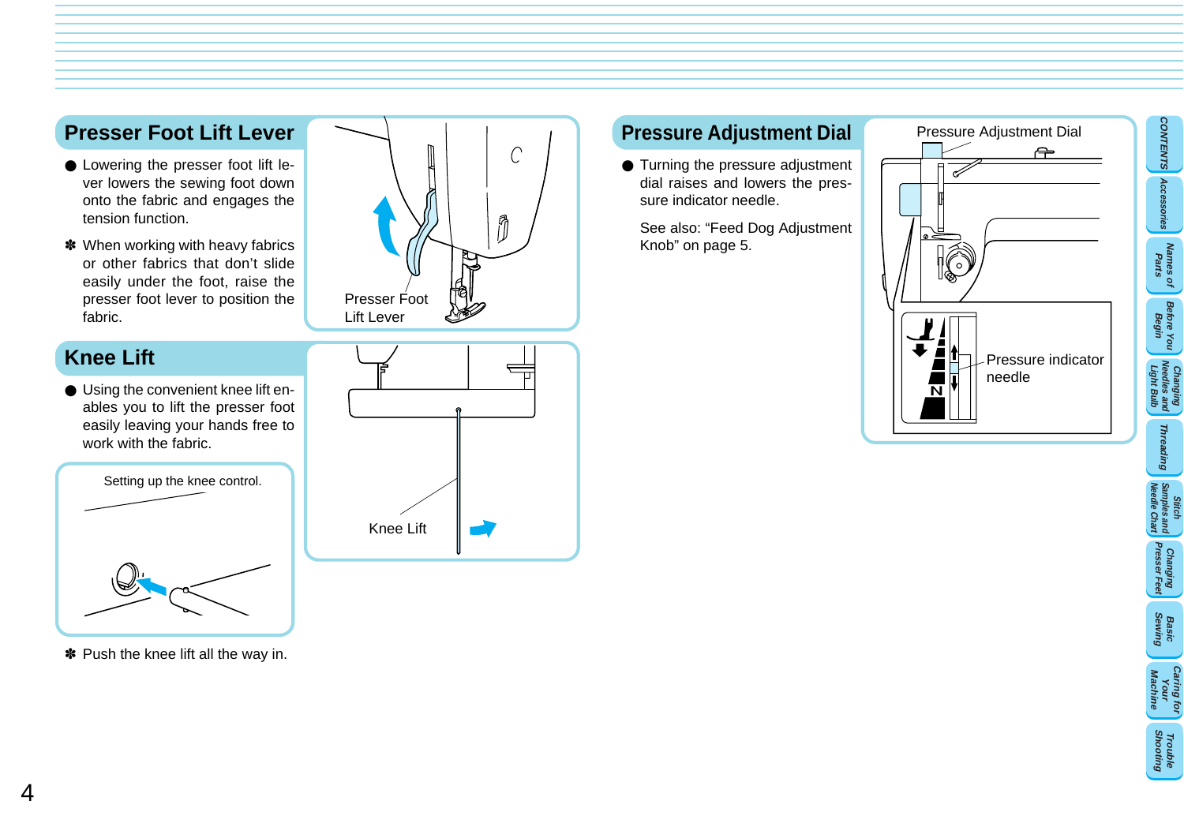## Presser Foot Lift Lever

- Lowering the presser foot lift lever lowers the sewing foot down onto the fabric and engages the tension function.

✽ When working with heavy fabrics or other fabrics that don't slide easily under the foot, raise the presser foot lever to position the fabric.

Presser Foot Lift Lever

## Knee Lift

- Using the convenient knee lift enables you to lift the presser foot easily leaving your hands free to work with the fabric.

Setting up the knee control.

Knee Lift

✽ Push the knee lift all the way in.

## Pressure Adjustment Dial

- Turning the pressure adjustment dial raises and lowers the pressure indicator needle.

See also: "Feed Dog Adjustment Knob" on page 5.

Pressure Adjustment Dial

Pressure indicator needle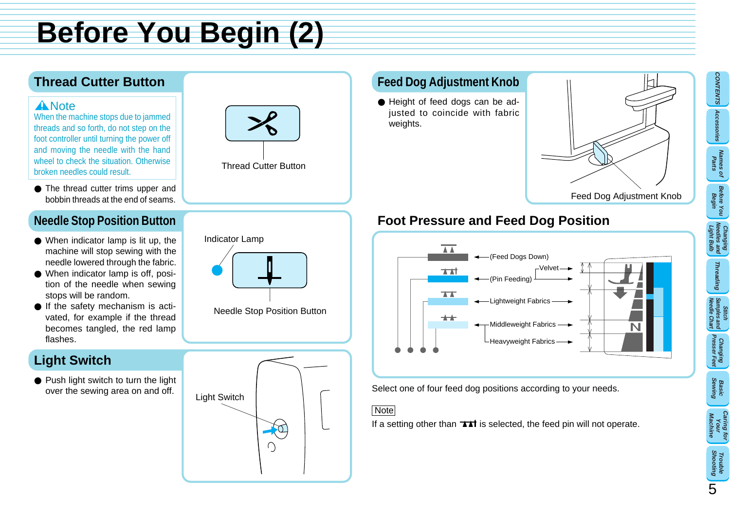# Before You Begin (2)

## Thread Cutter Button

**⚠ Note**
When the machine stops due to jammed threads and so forth, do not step on the foot controller until turning the power off and moving the needle with the hand wheel to check the situation. Otherwise broken needles could result.

- The thread cutter trims upper and bobbin threads at the end of seams.

Thread Cutter Button

## Needle Stop Position Button

- When indicator lamp is lit up, the machine will stop sewing with the needle lowered through the fabric.
- When indicator lamp is off, position of the needle when sewing stops will be random.
- If the safety mechanism is activated, for example if the thread becomes tangled, the red lamp flashes.

Indicator Lamp

Needle Stop Position Button

## Light Switch

- Push light switch to turn the light over the sewing area on and off.

Light Switch

## Feed Dog Adjustment Knob

- Height of feed dogs can be adjusted to coincide with fabric weights.

Feed Dog Adjustment Knob

## Foot Pressure and Feed Dog Position

(Feed Dogs Down)

Velvet

(Pin Feeding)

Lightweight Fabrics

Middleweight Fabrics

Heavyweight Fabrics

Select one of four feed dog positions according to your needs.

Note

If a setting other than ▲▲! is selected, the feed pin will not operate.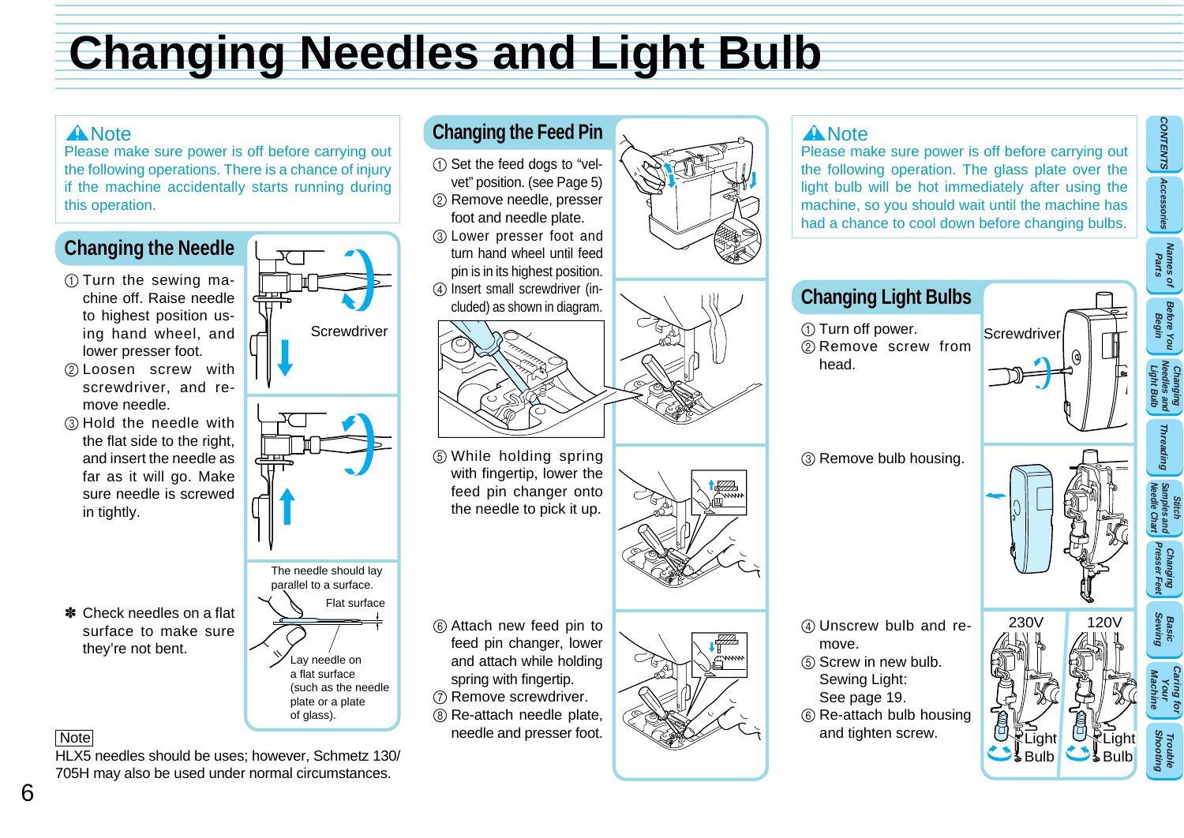# Changing Needles and Light Bulb

**⚠ Note**
Please make sure power is off before carrying out the following operations. There is a chance of injury if the machine accidentally starts running during this operation.

## Changing the Needle

① Turn the sewing machine off. Raise needle to highest position using hand wheel, and lower presser foot.
② Loosen screw with screwdriver, and remove needle.
③ Hold the needle with the flat side to the right, and insert the needle as far as it will go. Make sure needle is screwed in tightly.

Screwdriver

✽ Check needles on a flat surface to make sure they're not bent.

The needle should lay parallel to a surface.

Flat surface

Lay needle on a flat surface (such as the needle plate or a plate of glass).

Note
HLX5 needles should be uses; however, Schmetz 130/705H may also be used under normal circumstances.

## Changing the Feed Pin

① Set the feed dogs to "velvet" position. (see Page 5)
② Remove needle, presser foot and needle plate.
③ Lower presser foot and turn hand wheel until feed pin is in its highest position.
④ Insert small screwdriver (included) as shown in diagram.
⑤ While holding spring with fingertip, lower the feed pin changer onto the needle to pick it up.
⑥ Attach new feed pin to feed pin changer, lower and attach while holding spring with fingertip.
⑦ Remove screwdriver.
⑧ Re-attach needle plate, needle and presser foot.

**⚠ Note**
Please make sure power is off before carrying out the following operation. The glass plate over the light bulb will be hot immediately after using the machine, so you should wait until the machine has had a chance to cool down before changing bulbs.

## Changing Light Bulbs

① Turn off power.
② Remove screw from head.

Screwdriver

③ Remove bulb housing.

④ Unscrew bulb and remove.
⑤ Screw in new bulb.
Sewing Light:
See page 19.
⑥ Re-attach bulb housing and tighten screw.

230V — Light Bulb
120V — Light Bulb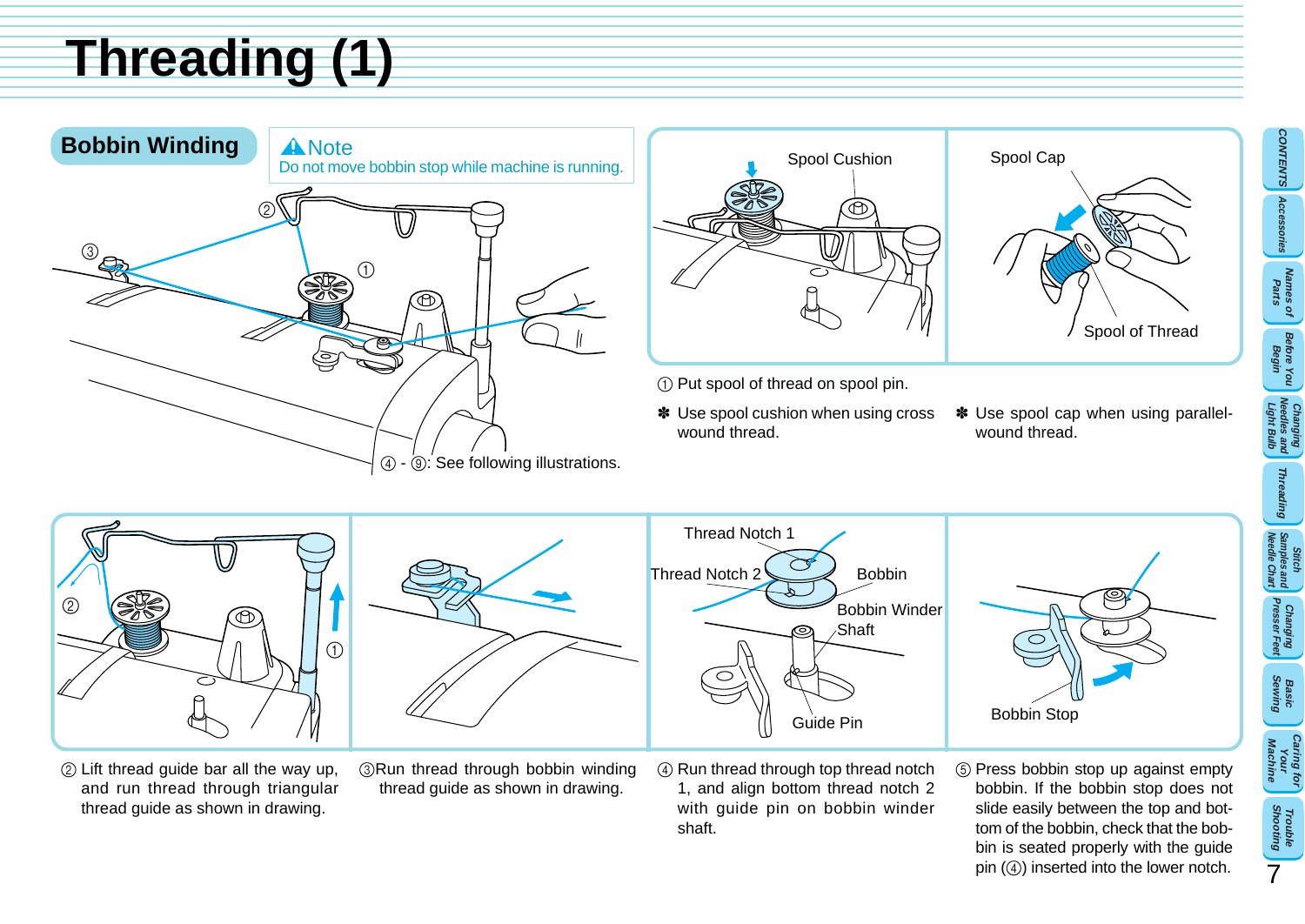# Threading (1)

## Bobbin Winding

**⚠Note**
Do not move bobbin stop while machine is running.

④ - ⑨: See following illustrations.

Spool Cushion

Spool Cap

Spool of Thread

① Put spool of thread on spool pin.

✽ Use spool cushion when using cross wound thread.

✽ Use spool cap when using parallel-wound thread.

② Lift thread guide bar all the way up, and run thread through triangular thread guide as shown in drawing.

③ Run thread through bobbin winding thread guide as shown in drawing.

Thread Notch 1

Thread Notch 2

Bobbin

Bobbin Winder Shaft

Guide Pin

④ Run thread through top thread notch 1, and align bottom thread notch 2 with guide pin on bobbin winder shaft.

Bobbin Stop

⑤ Press bobbin stop up against empty bobbin. If the bobbin stop does not slide easily between the top and bottom of the bobbin, check that the bobbin is seated properly with the guide pin (④) inserted into the lower notch.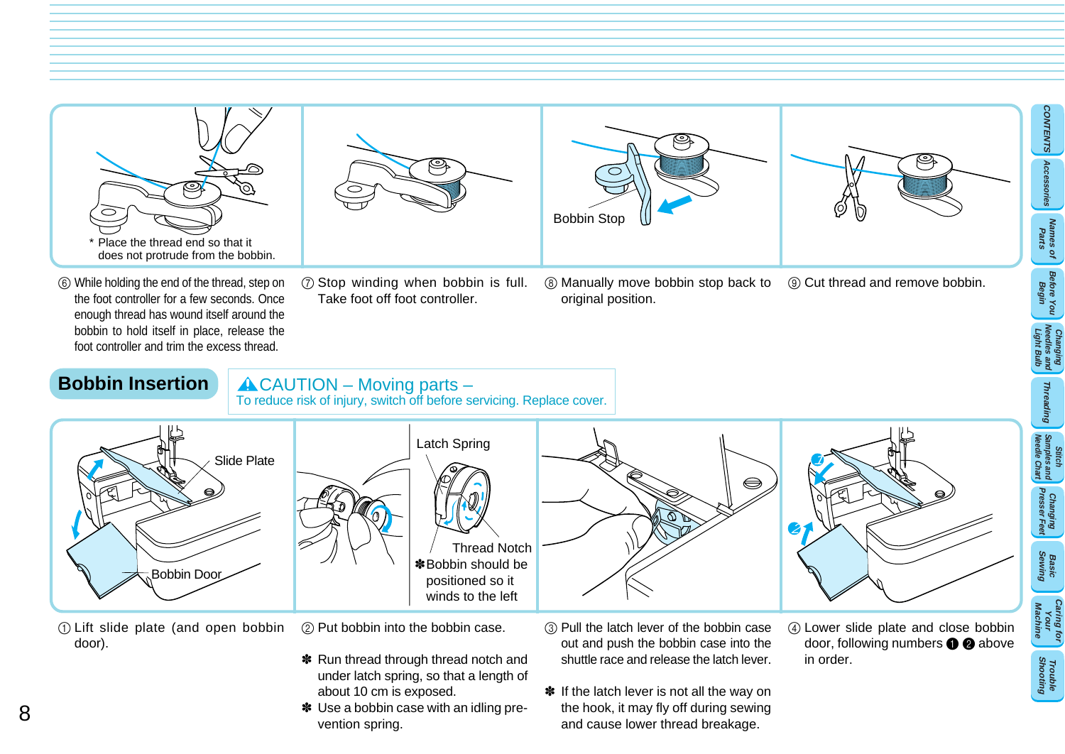\* Place the thread end so that it does not protrude from the bobbin.

⑥ While holding the end of the thread, step on the foot controller for a few seconds. Once enough thread has wound itself around the bobbin to hold itself in place, release the foot controller and trim the excess thread.

⑦ Stop winding when bobbin is full. Take foot off foot controller.

Bobbin Stop

⑧ Manually move bobbin stop back to original position.

⑨ Cut thread and remove bobbin.

## Bobbin Insertion

**⚠CAUTION – Moving parts –**
To reduce risk of injury, switch off before servicing. Replace cover.

Slide Plate

Bobbin Door

① Lift slide plate (and open bobbin door).

Latch Spring

Thread Notch

✽Bobbin should be positioned so it winds to the left

② Put bobbin into the bobbin case.

✽ Run thread through thread notch and under latch spring, so that a length of about 10 cm is exposed.

✽ Use a bobbin case with an idling prevention spring.

③ Pull the latch lever of the bobbin case out and push the bobbin case into the shuttle race and release the latch lever.

✽ If the latch lever is not all the way on the hook, it may fly off during sewing and cause lower thread breakage.

④ Lower slide plate and close bobbin door, following numbers ❶ ❷ above in order.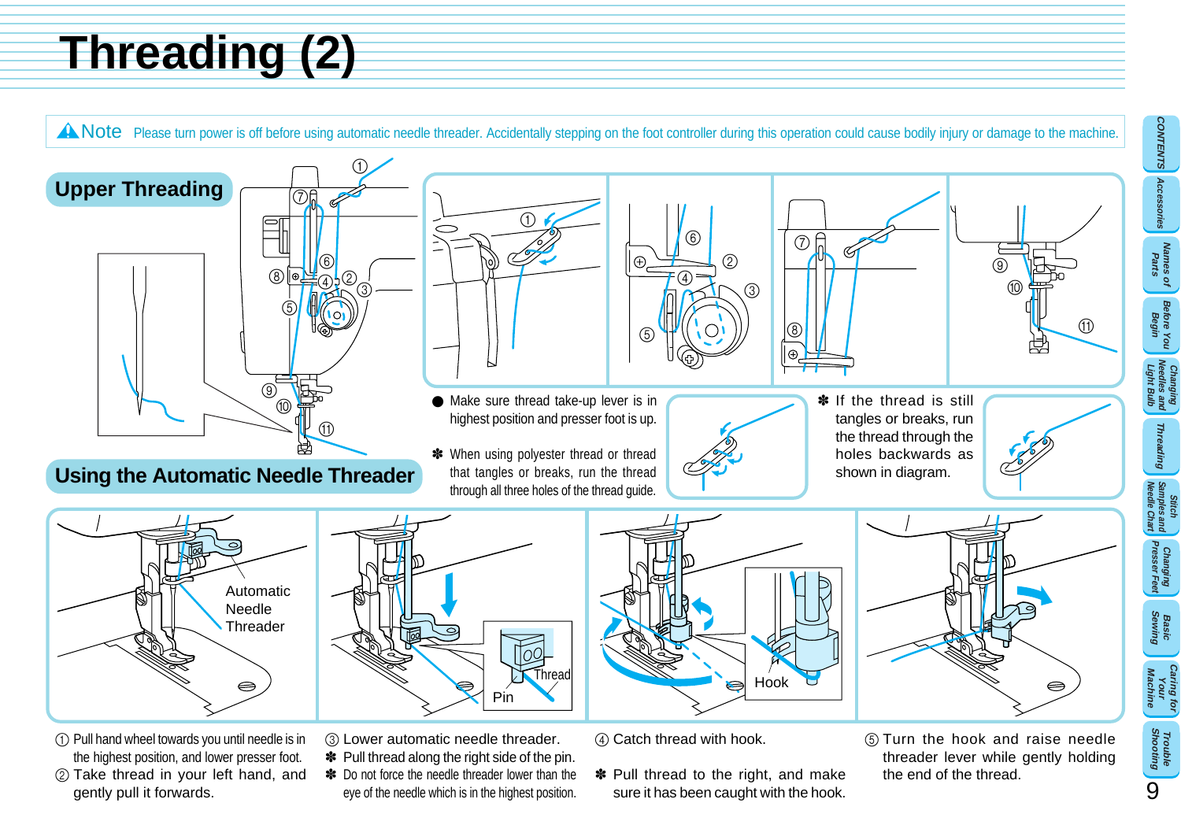# Threading (2)

⚠Note Please turn power is off before using automatic needle threader. Accidentally stepping on the foot controller during this operation could cause bodily injury or damage to the machine.

## Upper Threading

- Make sure thread take-up lever is in highest position and presser foot is up.

✽ When using polyester thread or thread that tangles or breaks, run the thread through all three holes of the thread guide.

✽ If the thread is still tangles or breaks, run the thread through the holes backwards as shown in diagram.

## Using the Automatic Needle Threader

Automatic Needle Threader

Pin

Thread

Hook

① Pull hand wheel towards you until needle is in the highest position, and lower presser foot.

② Take thread in your left hand, and gently pull it forwards.

③ Lower automatic needle threader.

✽ Pull thread along the right side of the pin.

✽ Do not force the needle threader lower than the eye of the needle which is in the highest position.

④ Catch thread with hook.

✽ Pull thread to the right, and make sure it has been caught with the hook.

⑤ Turn the hook and raise needle threader lever while gently holding the end of the thread.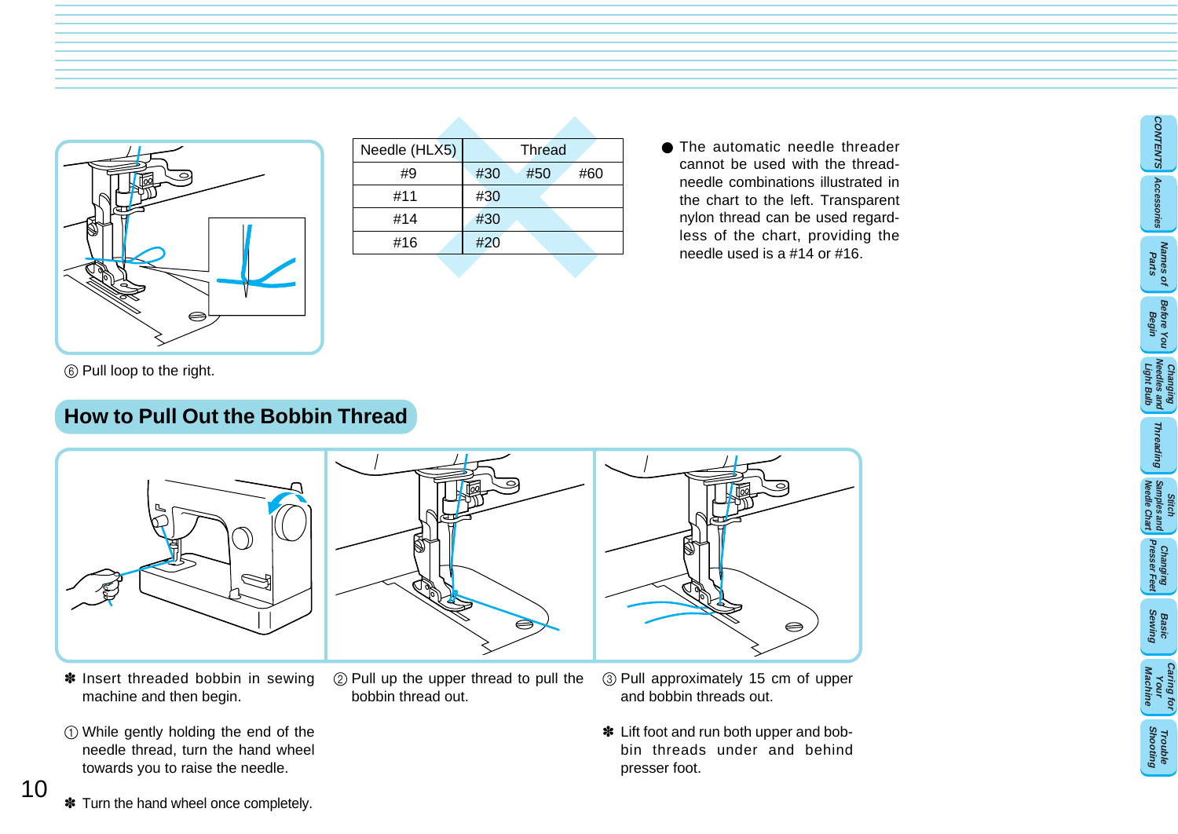⑥ Pull loop to the right.

| Needle (HLX5) | Thread | | |
|---|---|---|---|
| #9 | #30 | #50 | #60 |
| #11 | #30 | | |
| #14 | #30 | | |
| #16 | #20 | | |

● The automatic needle threader cannot be used with the thread-needle combinations illustrated in the chart to the left. Transparent nylon thread can be used regardless of the chart, providing the needle used is a #14 or #16.

## How to Pull Out the Bobbin Thread

✽ Insert threaded bobbin in sewing machine and then begin.

① While gently holding the end of the needle thread, turn the hand wheel towards you to raise the needle.

✽ Turn the hand wheel once completely.

② Pull up the upper thread to pull the bobbin thread out.

③ Pull approximately 15 cm of upper and bobbin threads out.

✽ Lift foot and run both upper and bobbin threads under and behind presser foot.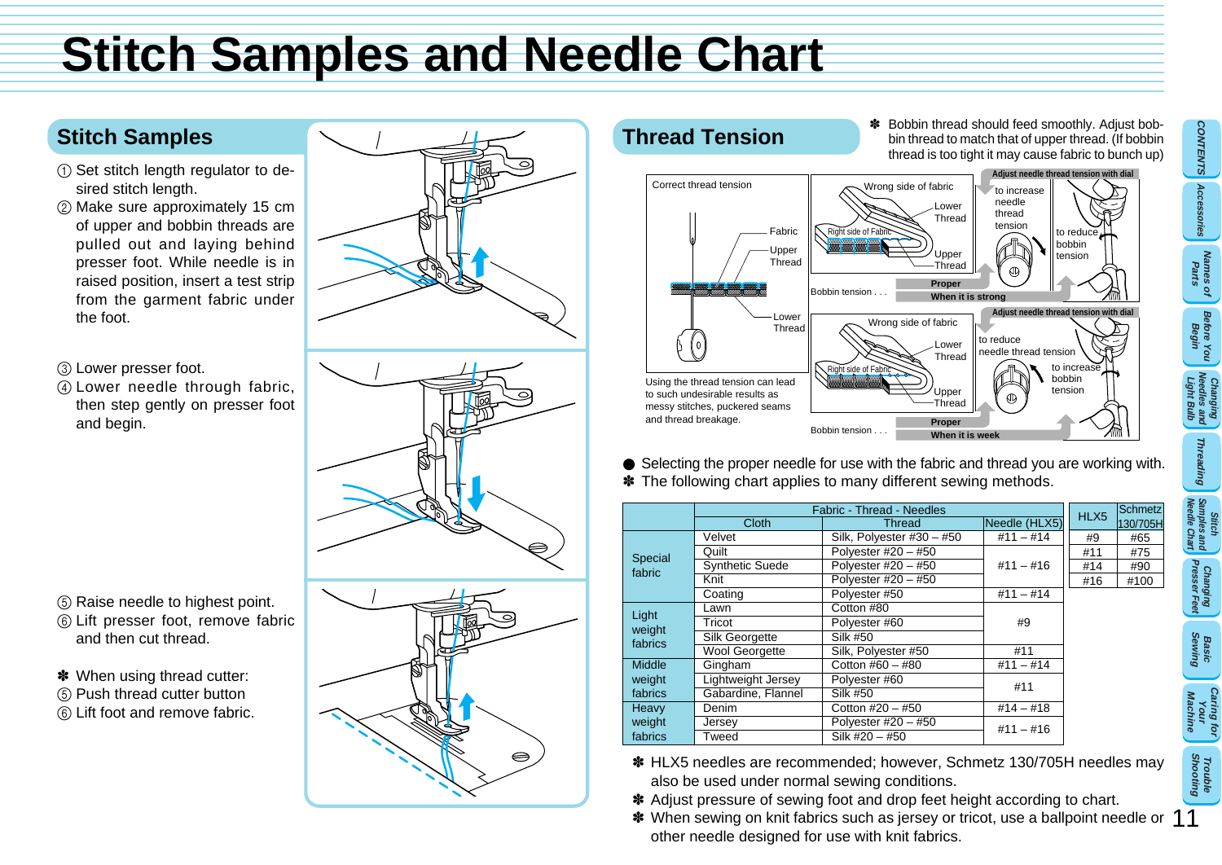# Stitch Samples and Needle Chart

## Stitch Samples

① Set stitch length regulator to desired stitch length.
② Make sure approximately 15 cm of upper and bobbin threads are pulled out and laying behind presser foot. While needle is in raised position, insert a test strip from the garment fabric under the foot.

③ Lower presser foot.
④ Lower needle through fabric, then step gently on presser foot and begin.

⑤ Raise needle to highest point.
⑥ Lift presser foot, remove fabric and then cut thread.

✽ When using thread cutter:
⑤ Push thread cutter button
⑥ Lift foot and remove fabric.

## Thread Tension

✽ Bobbin thread should feed smoothly. Adjust bobbin thread to match that of upper thread. (If bobbin thread is too tight it may cause fabric to bunch up)

Correct thread tension

Fabric
Upper Thread
Lower Thread

Using the thread tension can lead to such undesirable results as messy stitches, puckered seams and thread breakage.

Wrong side of fabric
Lower Thread
Right side of Fabric
Upper Thread
Bobbin tension . . . When it is strong

Adjust needle thread tension with dial
to increase needle thread tension
to reduce bobbin tension
Proper

Wrong side of fabric
Lower Thread
Right side of Fabric
Upper Thread
Bobbin tension . . . When it is week

Adjust needle thread tension with dial
to reduce needle thread tension
to increase bobbin tension
Proper

● Selecting the proper needle for use with the fabric and thread you are working with.
✽ The following chart applies to many different sewing methods.

| | Fabric - Thread - Needles | | |
|---|---|---|---|
| | Cloth | Thread | Needle (HLX5) |
| Special fabric | Velvet | Silk, Polyester #30 – #50 | #11 – #14 |
| | Quilt | Polyester #20 – #50 | #11 – #16 |
| | Synthetic Suede | Polyester #20 – #50 | |
| | Knit | Polyester #20 – #50 | |
| | Coating | Polyester #50 | #11 – #14 |
| Light weight fabrics | Lawn | Cotton #80 | #9 |
| | Tricot | Polyester #60 | |
| | Silk Georgette | Silk #50 | |
| | Wool Georgette | Silk, Polyester #50 | #11 |
| Middle weight fabrics | Gingham | Cotton #60 – #80 | #11 – #14 |
| | Lightweight Jersey | Polyester #60 | #11 |
| | Gabardine, Flannel | Silk #50 | |
| Heavy weight fabrics | Denim | Cotton #20 – #50 | #14 – #18 |
| | Jersey | Polyester #20 – #50 | #11 – #16 |
| | Tweed | Silk #20 – #50 | |

| HLX5 | Schmetz 130/705H |
|---|---|
| #9 | #65 |
| #11 | #75 |
| #14 | #90 |
| #16 | #100 |

✽ HLX5 needles are recommended; however, Schmetz 130/705H needles may also be used under normal sewing conditions.
✽ Adjust pressure of sewing foot and drop feet height according to chart.
✽ When sewing on knit fabrics such as jersey or tricot, use a ballpoint needle or other needle designed for use with knit fabrics.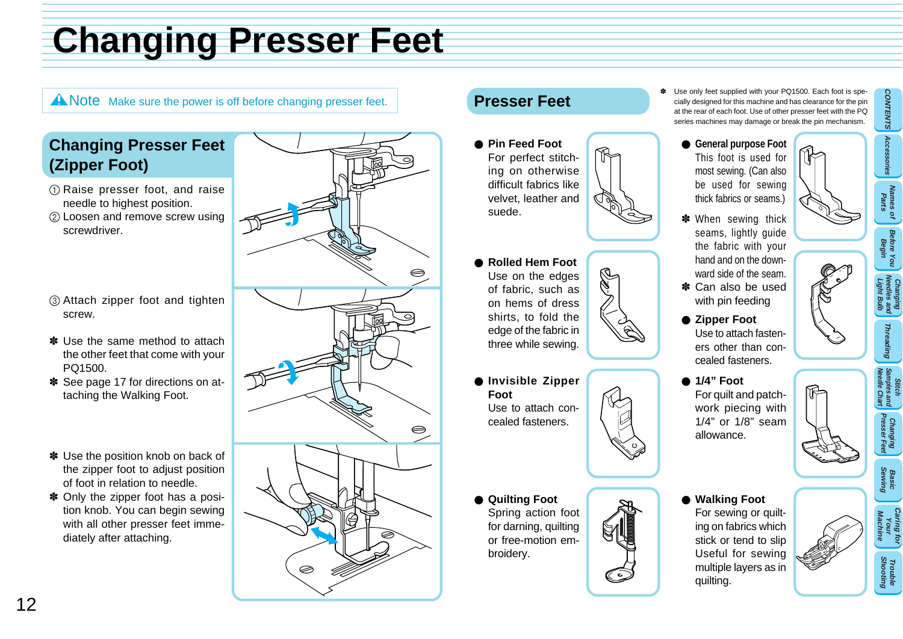# Changing Presser Feet

**⚠ Note** Make sure the power is off before changing presser feet.

## Changing Presser Feet (Zipper Foot)

① Raise presser foot, and raise needle to highest position.
② Loosen and remove screw using screwdriver.

③ Attach zipper foot and tighten screw.

✽ Use the same method to attach the other feet that come with your PQ1500.
✽ See page 17 for directions on attaching the Walking Foot.

✽ Use the position knob on back of the zipper foot to adjust position of foot in relation to needle.
✽ Only the zipper foot has a position knob. You can begin sewing with all other presser feet immediately after attaching.

## Presser Feet

✽ Use only feet supplied with your PQ1500. Each foot is specially designed for this machine and has clearance for the pin at the rear of each foot. Use of other presser feet with the PQ series machines may damage or break the pin mechanism.

- **Pin Feed Foot**
  For perfect stitching on otherwise difficult fabrics like velvet, leather and suede.

- **Rolled Hem Foot**
  Use on the edges of fabric, such as on hems of dress shirts, to fold the edge of the fabric in three while sewing.

- **Invisible Zipper Foot**
  Use to attach concealed fasteners.

- **Quilting Foot**
  Spring action foot for darning, quilting or free-motion embroidery.

- **General purpose Foot**
  This foot is used for most sewing. (Can also be used for sewing thick fabrics or seams.)

  ✽ When sewing thick seams, lightly guide the fabric with your hand and on the downward side of the seam.
  ✽ Can also be used with pin feeding

- **Zipper Foot**
  Use to attach fasteners other than concealed fasteners.

- **1/4" Foot**
  For quilt and patchwork piecing with 1/4" or 1/8" seam allowance.

- **Walking Foot**
  For sewing or quilting on fabrics which stick or tend to slip Useful for sewing multiple layers as in quilting.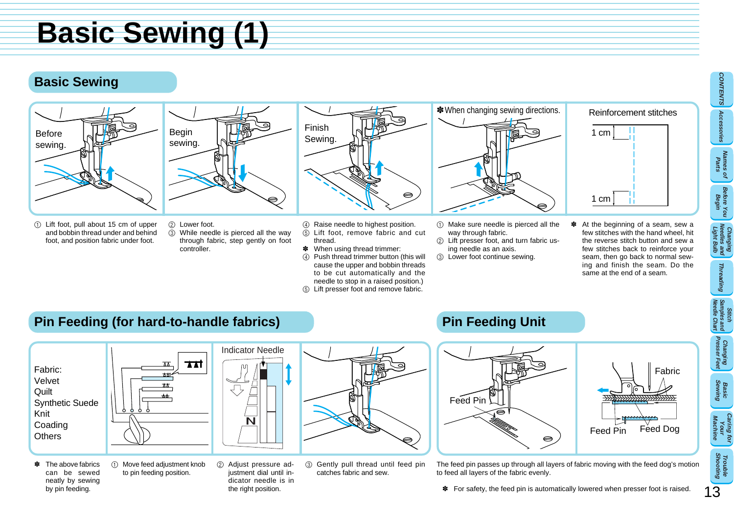# Basic Sewing (1)

## Basic Sewing

Before sewing.

Begin sewing.

Finish Sewing.

✽When changing sewing directions.

Reinforcement stitches

1 cm

1 cm

① Lift foot, pull about 15 cm of upper and bobbin thread under and behind foot, and position fabric under foot.

② Lower foot.
③ While needle is pierced all the way through fabric, step gently on foot controller.

④ Raise needle to highest position.
⑤ Lift foot, remove fabric and cut thread.
✽ When using thread trimmer:
④ Push thread trimmer button (this will cause the upper and bobbin threads to be cut automatically and the needle to stop in a raised position.)
⑤ Lift presser foot and remove fabric.

① Make sure needle is pierced all the way through fabric.
② Lift presser foot, and turn fabric using needle as an axis.
③ Lower foot continue sewing.

✽ At the beginning of a seam, sew a few stitches with the hand wheel, hit the reverse stitch button and sew a few stitches back to reinforce your seam, then go back to normal sewing and finish the seam. Do the same at the end of a seam.

## Pin Feeding (for hard-to-handle fabrics)

Fabric:
Velvet
Quilt
Synthetic Suede
Knit
Coading
Others

Indicator Needle

✽ The above fabrics can be sewed neatly by sewing by pin feeding.

① Move feed adjustment knob to pin feeding position.

② Adjust pressure adjustment dial until indicator needle is in the right position.

③ Gently pull thread until feed pin catches fabric and sew.

## Pin Feeding Unit

Feed Pin

Fabric

Feed Pin

Feed Dog

The feed pin passes up through all layers of fabric moving with the feed dog's motion to feed all layers of the fabric evenly.

✽ For safety, the feed pin is automatically lowered when presser foot is raised.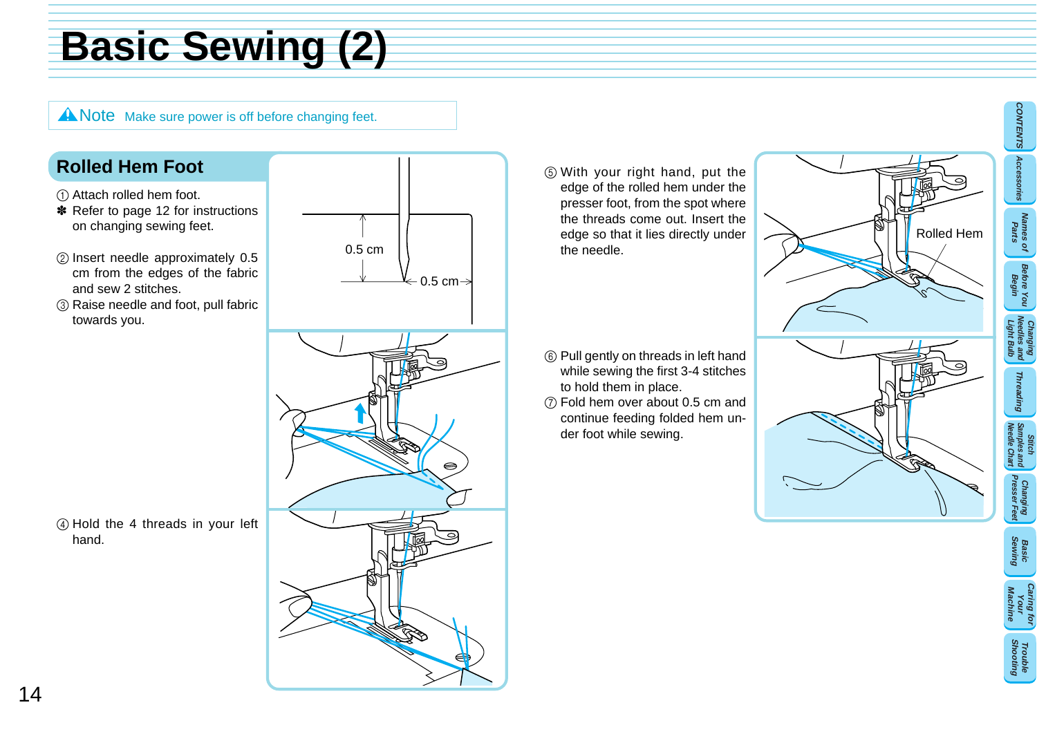# Basic Sewing (2)

⚠Note Make sure power is off before changing feet.

## Rolled Hem Foot

① Attach rolled hem foot.

✽ Refer to page 12 for instructions on changing sewing feet.

② Insert needle approximately 0.5 cm from the edges of the fabric and sew 2 stitches.

③ Raise needle and foot, pull fabric towards you.

④ Hold the 4 threads in your left hand.

⑤ With your right hand, put the edge of the rolled hem under the presser foot, from the spot where the threads come out. Insert the edge so that it lies directly under the needle.

⑥ Pull gently on threads in left hand while sewing the first 3-4 stitches to hold them in place.

⑦ Fold hem over about 0.5 cm and continue feeding folded hem under foot while sewing.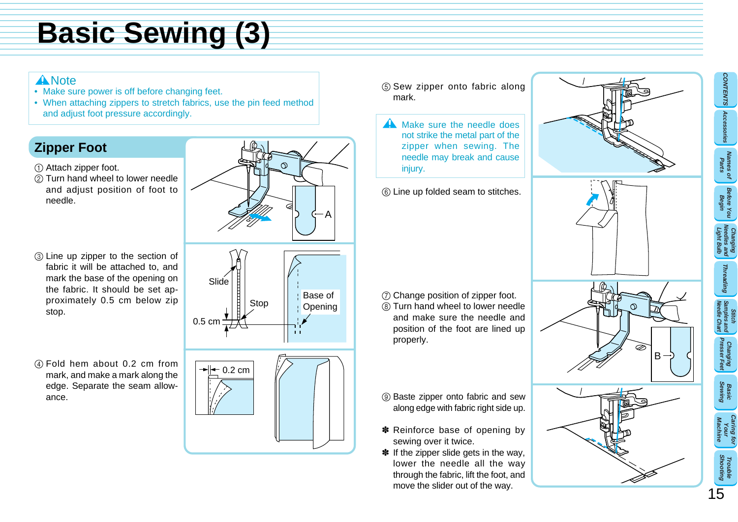# Basic Sewing (3)

> ⚠ **Note**
> - Make sure power is off before changing feet.
> - When attaching zippers to stretch fabrics, use the pin feed method and adjust foot pressure accordingly.

## Zipper Foot

① Attach zipper foot.

② Turn hand wheel to lower needle and adjust position of foot to needle.

③ Line up zipper to the section of fabric it will be attached to, and mark the base of the opening on the fabric. It should be set approximately 0.5 cm below zip stop.

④ Fold hem about 0.2 cm from mark, and make a mark along the edge. Separate the seam allowance.

⑤ Sew zipper onto fabric along mark.

> ⚠ Make sure the needle does not strike the metal part of the zipper when sewing. The needle may break and cause injury.

⑥ Line up folded seam to stitches.

⑦ Change position of zipper foot.

⑧ Turn hand wheel to lower needle and make sure the needle and position of the foot are lined up properly.

⑨ Baste zipper onto fabric and sew along edge with fabric right side up.

✽ Reinforce base of opening by sewing over it twice.

✽ If the zipper slide gets in the way, lower the needle all the way through the fabric, lift the foot, and move the slider out of the way.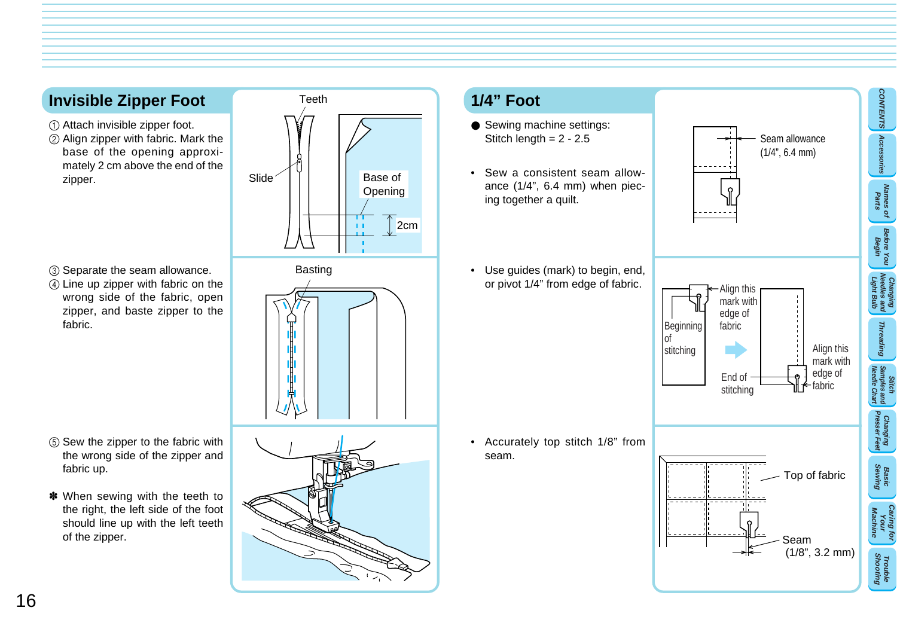## Invisible Zipper Foot

① Attach invisible zipper foot.
② Align zipper with fabric. Mark the base of the opening approximately 2 cm above the end of the zipper.

Teeth

Slide

Base of Opening

2cm

③ Separate the seam allowance.
④ Line up zipper with fabric on the wrong side of the fabric, open zipper, and baste zipper to the fabric.

Basting

⑤ Sew the zipper to the fabric with the wrong side of the zipper and fabric up.

✽ When sewing with the teeth to the right, the left side of the foot should line up with the left teeth of the zipper.

## 1/4" Foot

- Sewing machine settings:
  Stitch length = 2 - 2.5

- Sew a consistent seam allowance (1/4", 6.4 mm) when piecing together a quilt.

Seam allowance (1/4", 6.4 mm)

- Use guides (mark) to begin, end, or pivot 1/4" from edge of fabric.

Align this mark with edge of fabric

Beginning of stitching

End of stitching

Align this mark with edge of fabric

- Accurately top stitch 1/8" from seam.

Top of fabric

Seam (1/8", 3.2 mm)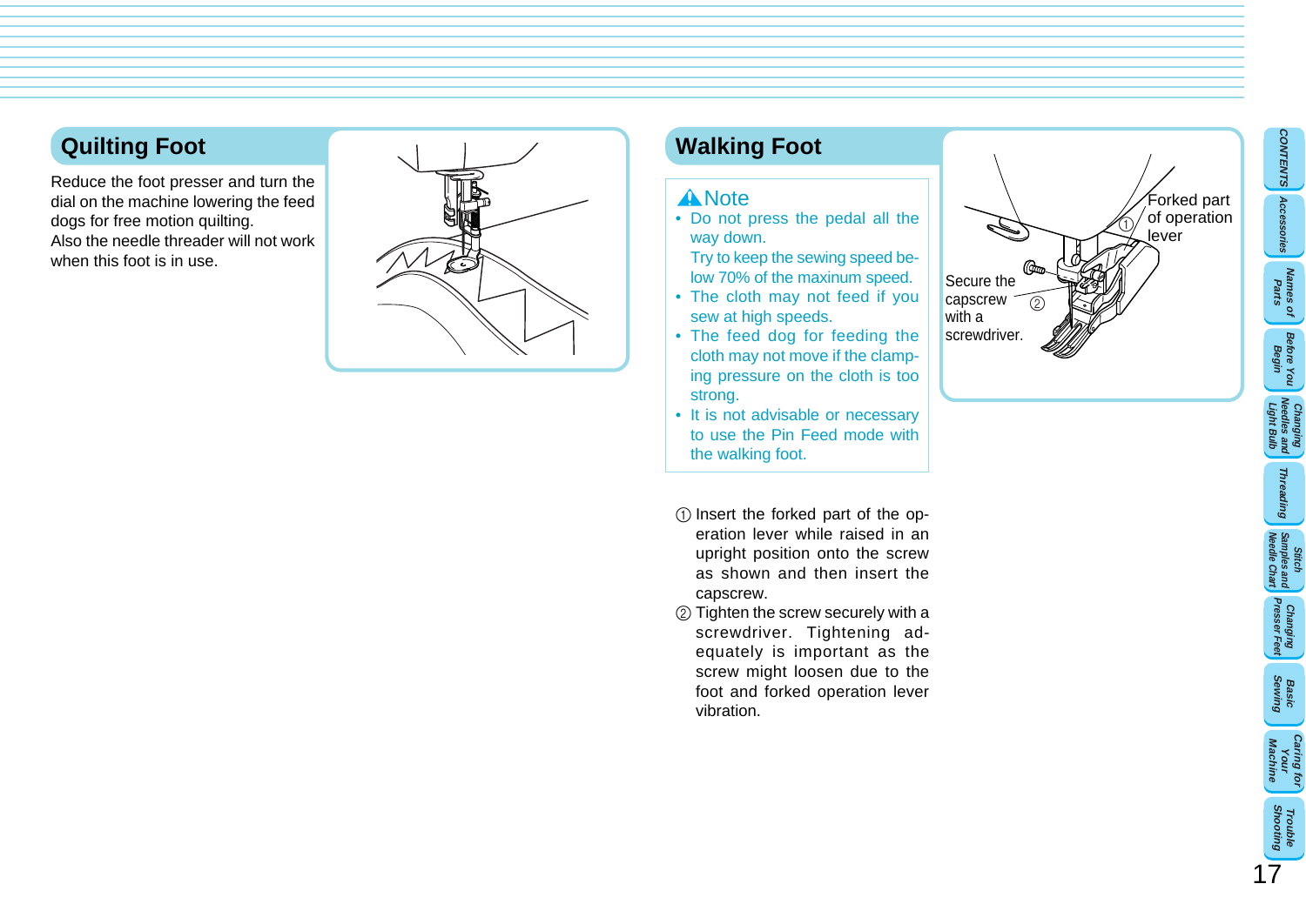## Quilting Foot

Reduce the foot presser and turn the dial on the machine lowering the feed dogs for free motion quilting.
Also the needle threader will not work when this foot is in use.

## Walking Foot

**⚠ Note**

- Do not press the pedal all the way down.
  Try to keep the sewing speed below 70% of the maxinum speed.
- The cloth may not feed if you sew at high speeds.
- The feed dog for feeding the cloth may not move if the clamping pressure on the cloth is too strong.
- It is not advisable or necessary to use the Pin Feed mode with the walking foot.

Forked part of operation lever ①

Secure the capscrew with a screwdriver. ②

① Insert the forked part of the operation lever while raised in an upright position onto the screw as shown and then insert the capscrew.

② Tighten the screw securely with a screwdriver. Tightening adequately is important as the screw might loosen due to the foot and forked operation lever vibration.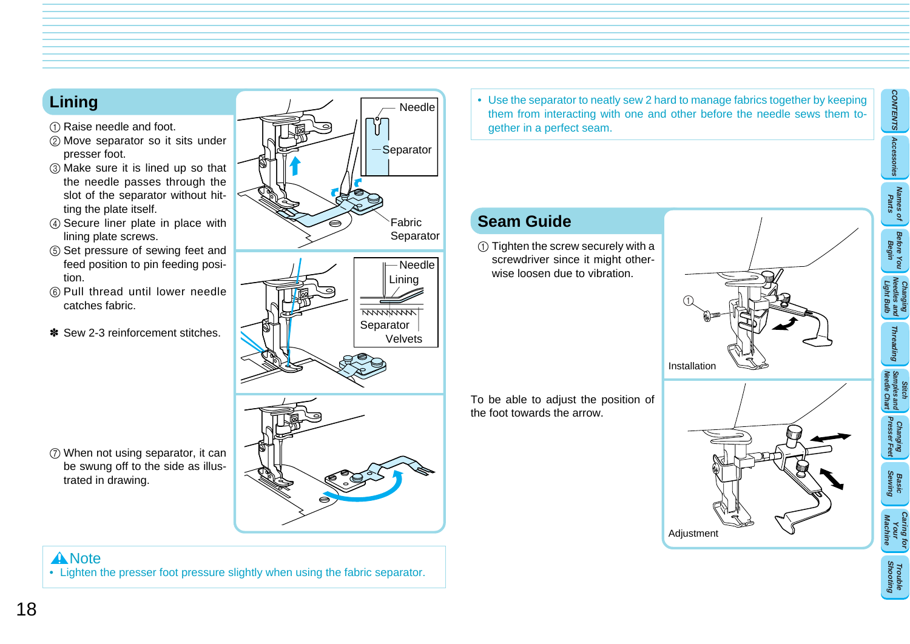## Lining

① Raise needle and foot.

② Move separator so it sits under presser foot.

③ Make sure it is lined up so that the needle passes through the slot of the separator without hitting the plate itself.

④ Secure liner plate in place with lining plate screws.

⑤ Set pressure of sewing feet and feed position to pin feeding position.

⑥ Pull thread until lower needle catches fabric.

✽ Sew 2-3 reinforcement stitches.

⑦ When not using separator, it can be swung off to the side as illustrated in drawing.

Needle

Separator

Fabric Separator

Needle

Lining

Separator

Velvets

**⚠Note**

- Lighten the presser foot pressure slightly when using the fabric separator.

- Use the separator to neatly sew 2 hard to manage fabrics together by keeping them from interacting with one and other before the needle sews them together in a perfect seam.

## Seam Guide

① Tighten the screw securely with a screwdriver since it might otherwise loosen due to vibration.

Installation

To be able to adjust the position of the foot towards the arrow.

Adjustment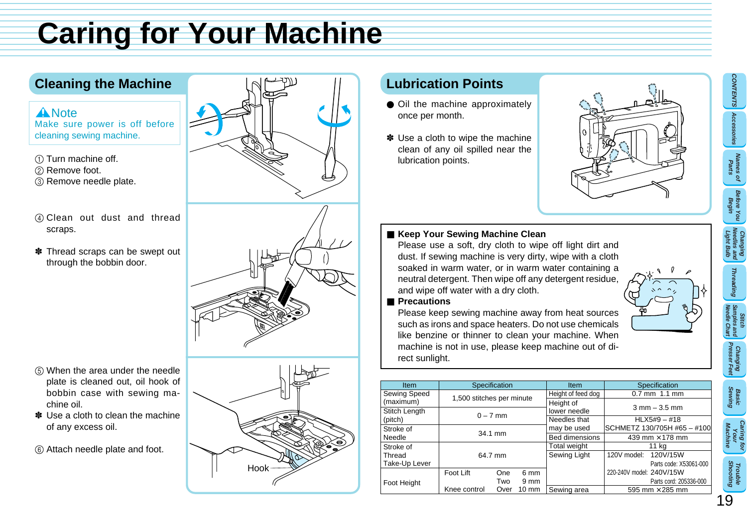# Caring for Your Machine

## Cleaning the Machine

**⚠Note**
Make sure power is off before cleaning sewing machine.

① Turn machine off.
② Remove foot.
③ Remove needle plate.

④ Clean out dust and thread scraps.

✽ Thread scraps can be swept out through the bobbin door.

⑤ When the area under the needle plate is cleaned out, oil hook of bobbin case with sewing machine oil.
✽ Use a cloth to clean the machine of any excess oil.

⑥ Attach needle plate and foot.

Hook

## Lubrication Points

- Oil the machine approximately once per month.

✽ Use a cloth to wipe the machine clean of any oil spilled near the lubrication points.

**■ Keep Your Sewing Machine Clean**
Please use a soft, dry cloth to wipe off light dirt and dust. If sewing machine is very dirty, wipe with a cloth soaked in warm water, or in warm water containing a neutral detergent. Then wipe off any detergent residue, and wipe off water with a dry cloth.

**■ Precautions**
Please keep sewing machine away from heat sources such as irons and space heaters. Do not use chemicals like benzine or thinner to clean your machine. When machine is not in use, please keep machine out of direct sunlight.

| Item | Specification | | | Item | Specification |
|---|---|---|---|---|---|
| Sewing Speed (maximum) | 1,500 stitches per minute | | | Height of feed dog | 0.7 mm 1.1 mm |
| | | | | Height of lower needle | 3 mm – 3.5 mm |
| Stitch Length (pitch) | 0 – 7 mm | | | Needles that may be used | HLX5#9 – #18 SCHMETZ 130/705H #65 – #100 |
| Stroke of Needle | 34.1 mm | | | Bed dimensions | 439 mm ×178 mm |
| Stroke of Thread Take-Up Lever | 64.7 mm | | | Total weight | 11 kg |
| | | | | Sewing Light | 120V model: 120V/15W Parts code: X53061-000 220-240V model: 240V/15W Parts cord: 205336-000 |
| Foot Height | Foot Lift | One | 6 mm | | |
| | | Two | 9 mm | | |
| | Knee control | Over | 10 mm | Sewing area | 595 mm ×285 mm |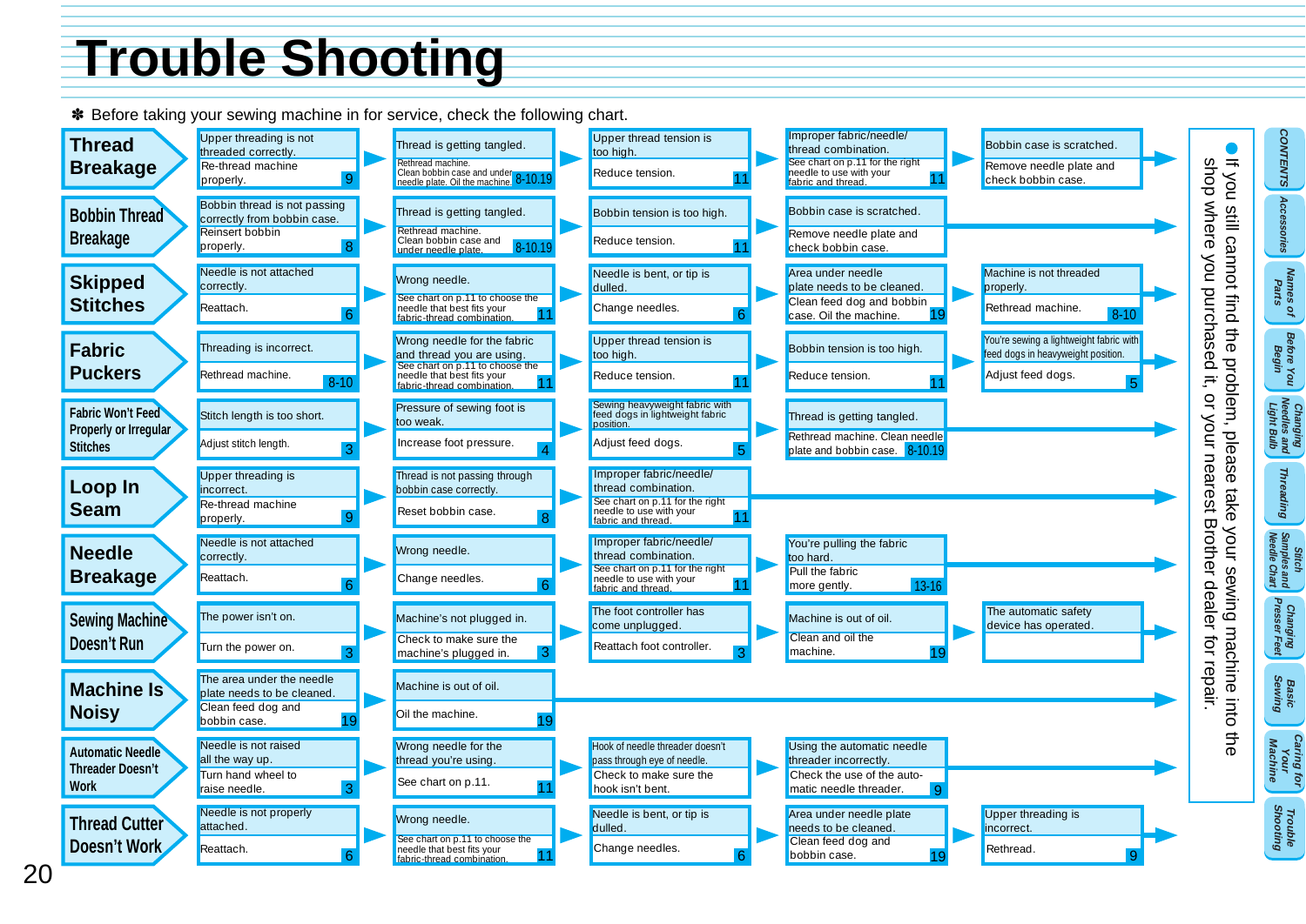# Trouble Shooting

✽ Before taking your sewing machine in for service, check the following chart.

| Problem | Check 1 | Check 2 | Check 3 | Check 4 | Check 5 |
|---|---|---|---|---|---|
| **Thread Breakage** | Upper threading is not threaded correctly. Re-thread machine properly. (9) | Thread is getting tangled. Rethread machine. Clean bobbin case and under needle plate. Oil the machine. (8-10,19) | Upper thread tension is too high. Reduce tension. (11) | Improper fabric/needle/thread combination. See chart on p.11 for the right needle to use with your fabric and thread. (11) | Bobbin case is scratched. Remove needle plate and check bobbin case. |
| **Bobbin Thread Breakage** | Bobbin thread is not passing correctly from bobbin case. Reinsert bobbin properly. (8) | Thread is getting tangled. Rethread machine. Clean bobbin case and under needle plate. (8-10,19) | Bobbin tension is too high. Reduce tension. (11) | Bobbin case is scratched. Remove needle plate and check bobbin case. | |
| **Skipped Stitches** | Needle is not attached correctly. Reattach. (6) | Wrong needle. See chart on p.11 to choose the needle that best fits your fabric-thread combination. (11) | Needle is bent, or tip is dulled. Change needles. (6) | Area under needle plate needs to be cleaned. Clean feed dog and bobbin case. Oil the machine. (19) | Machine is not threaded properly. Rethread machine. (8-10) |
| **Fabric Puckers** | Threading is incorrect. Rethread machine. (8-10) | Wrong needle for the fabric and thread you are using. See chart on p.11 to choose the needle that best fits your fabric-thread combination. (11) | Upper thread tension is too high. Reduce tension. (11) | Bobbin tension is too high. Reduce tension. (11) | You're sewing a lightweight fabric with feed dogs in heavyweight position. Adjust feed dogs. (5) |
| **Fabric Won't Feed Properly or Irregular Stitches** | Stitch length is too short. Adjust stitch length. (3) | Pressure of sewing foot is too weak. Increase foot pressure. (4) | Sewing heavyweight fabric with feed dogs in lightweight fabric position. Adjust feed dogs. (5) | Thread is getting tangled. Rethread machine. Clean needle plate and bobbin case. (8-10,19) | |
| **Loop In Seam** | Upper threading is incorrect. Re-thread machine properly. (9) | Thread is not passing through bobbin case correctly. Reset bobbin case. (8) | Improper fabric/needle/thread combination. See chart on p.11 for the right needle to use with your fabric and thread. (11) | | |
| **Needle Breakage** | Needle is not attached correctly. Reattach. (6) | Wrong needle. Change needles. (6) | Improper fabric/needle/thread combination. See chart on p.11 for the right needle to use with your fabric and thread. (11) | You're pulling the fabric too hard. Pull the fabric more gently. (13-16) | |
| **Sewing Machine Doesn't Run** | The power isn't on. Turn the power on. (3) | Machine's not plugged in. Check to make sure the machine's plugged in. (3) | The foot controller has come unplugged. Reattach foot controller. (3) | Machine is out of oil. Clean and oil the machine. (19) | The automatic safety device has operated. |
| **Machine Is Noisy** | The area under the needle plate needs to be cleaned. Clean feed dog and bobbin case. (19) | Machine is out of oil. Oil the machine. (19) | | | |
| **Automatic Needle Threader Doesn't Work** | Needle is not raised all the way up. Turn hand wheel to raise needle. (3) | Wrong needle for the thread you're using. See chart on p.11. (11) | Hook of needle threader doesn't pass through eye of needle. Check to make sure the hook isn't bent. | Using the automatic needle threader incorrectly. Check the use of the automatic needle threader. (9) | |
| **Thread Cutter Doesn't Work** | Needle is not properly attached. Reattach. (6) | Wrong needle. See chart on p.11 to choose the needle that best fits your fabric-thread combination. (11) | Needle is bent, or tip is dulled. Change needles. (6) | Area under needle plate needs to be cleaned. Clean feed dog and bobbin case. (19) | Upper threading is incorrect. Rethread. (9) |

● If you still cannot find the problem, please take your sewing machine into the shop where you purchased it, or your nearest Brother dealer for repair.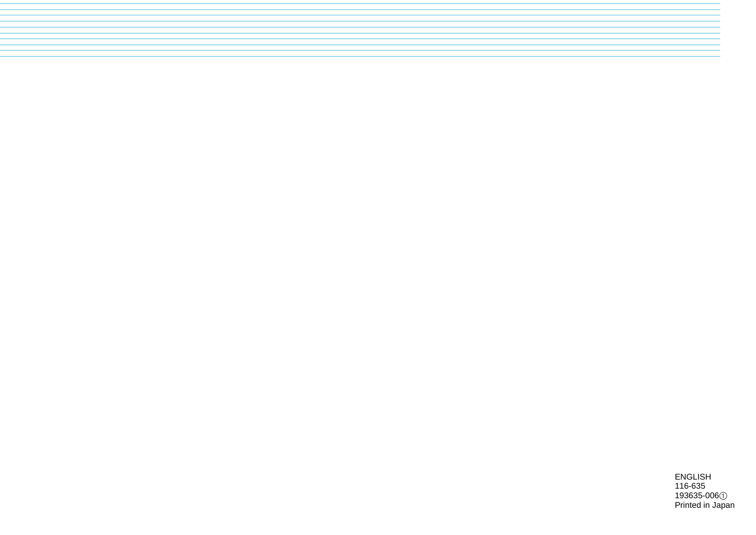ENGLISH
116-635
193635-006①
Printed in Japan